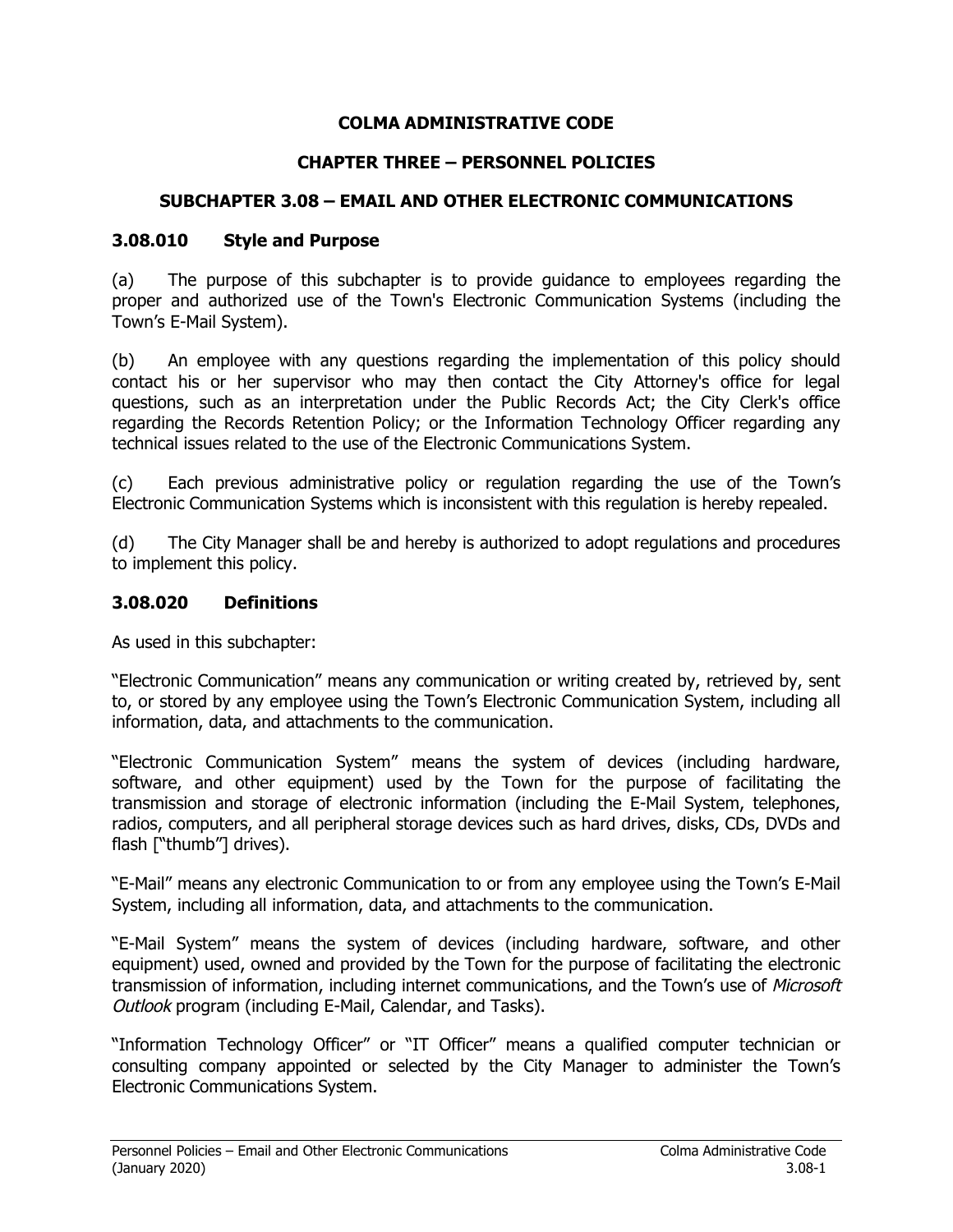# COLMA ADMINISTRATIVE CODE

## CHAPTER THREE – PERSONNEL POLICIES

## SUBCHAPTER 3.08 – EMAIL AND OTHER ELECTRONIC COMMUNICATIONS

### 3.08.010 Style and Purpose

(a) The purpose of this subchapter is to provide guidance to employees regarding the proper and authorized use of the Town's Electronic Communication Systems (including the Town's E-Mail System).

(b) An employee with any questions regarding the implementation of this policy should contact his or her supervisor who may then contact the City Attorney's office for legal questions, such as an interpretation under the Public Records Act; the City Clerk's office regarding the Records Retention Policy; or the Information Technology Officer regarding any technical issues related to the use of the Electronic Communications System.

(c) Each previous administrative policy or regulation regarding the use of the Town's Electronic Communication Systems which is inconsistent with this regulation is hereby repealed.

(d) The City Manager shall be and hereby is authorized to adopt regulations and procedures to implement this policy.

### 3.08.020 Definitions

As used in this subchapter:

"Electronic Communication" means any communication or writing created by, retrieved by, sent to, or stored by any employee using the Town's Electronic Communication System, including all information, data, and attachments to the communication.

"Electronic Communication System" means the system of devices (including hardware, software, and other equipment) used by the Town for the purpose of facilitating the transmission and storage of electronic information (including the E-Mail System, telephones, radios, computers, and all peripheral storage devices such as hard drives, disks, CDs, DVDs and flash ["thumb"] drives).

"E-Mail" means any electronic Communication to or from any employee using the Town's E-Mail System, including all information, data, and attachments to the communication.

"E-Mail System" means the system of devices (including hardware, software, and other equipment) used, owned and provided by the Town for the purpose of facilitating the electronic transmission of information, including internet communications, and the Town's use of *Microsoft Outlook* program (including E-Mail, Calendar, and Tasks).

"Information Technology Officer" or "IT Officer" means a qualified computer technician or consulting company appointed or selected by the City Manager to administer the Town's Electronic Communications System.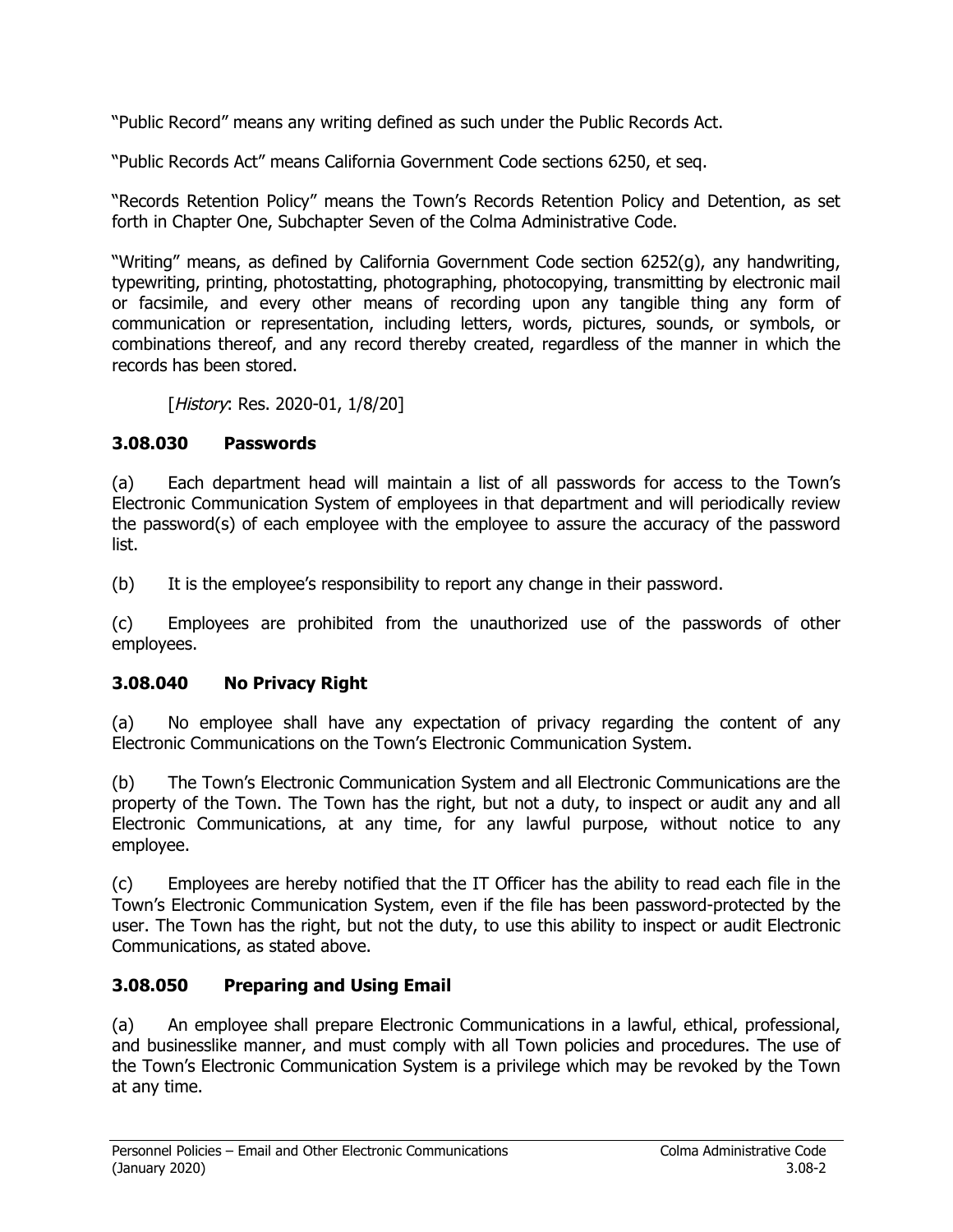"Public Record" means any writing defined as such under the Public Records Act.

"Public Records Act" means California Government Code sections 6250, et seq.

"Records Retention Policy" means the Town's Records Retention Policy and Detention, as set forth in Chapter One, Subchapter Seven of the Colma Administrative Code.

"Writing" means, as defined by California Government Code section 6252(g), any handwriting, typewriting, printing, photostatting, photographing, photocopying, transmitting by electronic mail or facsimile, and every other means of recording upon any tangible thing any form of communication or representation, including letters, words, pictures, sounds, or symbols, or combinations thereof, and any record thereby created, regardless of the manner in which the records has been stored.

[*History*: Res. 2020-01, 1/8/20]

### 3.08.030 Passwords

(a) Each department head will maintain a list of all passwords for access to the Town's Electronic Communication System of employees in that department and will periodically review the password(s) of each employee with the employee to assure the accuracy of the password list.

(b) It is the employee's responsibility to report any change in their password.

(c) Employees are prohibited from the unauthorized use of the passwords of other employees.

### 3.08.040 No Privacy Right

(a) No employee shall have any expectation of privacy regarding the content of any Electronic Communications on the Town's Electronic Communication System.

(b) The Town's Electronic Communication System and all Electronic Communications are the property of the Town. The Town has the right, but not a duty, to inspect or audit any and all Electronic Communications, at any time, for any lawful purpose, without notice to any employee.

(c) Employees are hereby notified that the IT Officer has the ability to read each file in the Town's Electronic Communication System, even if the file has been password-protected by the user. The Town has the right, but not the duty, to use this ability to inspect or audit Electronic Communications, as stated above.

### 3.08.050 Preparing and Using Email

(a) An employee shall prepare Electronic Communications in a lawful, ethical, professional, and businesslike manner, and must comply with all Town policies and procedures. The use of the Town's Electronic Communication System is a privilege which may be revoked by the Town at any time.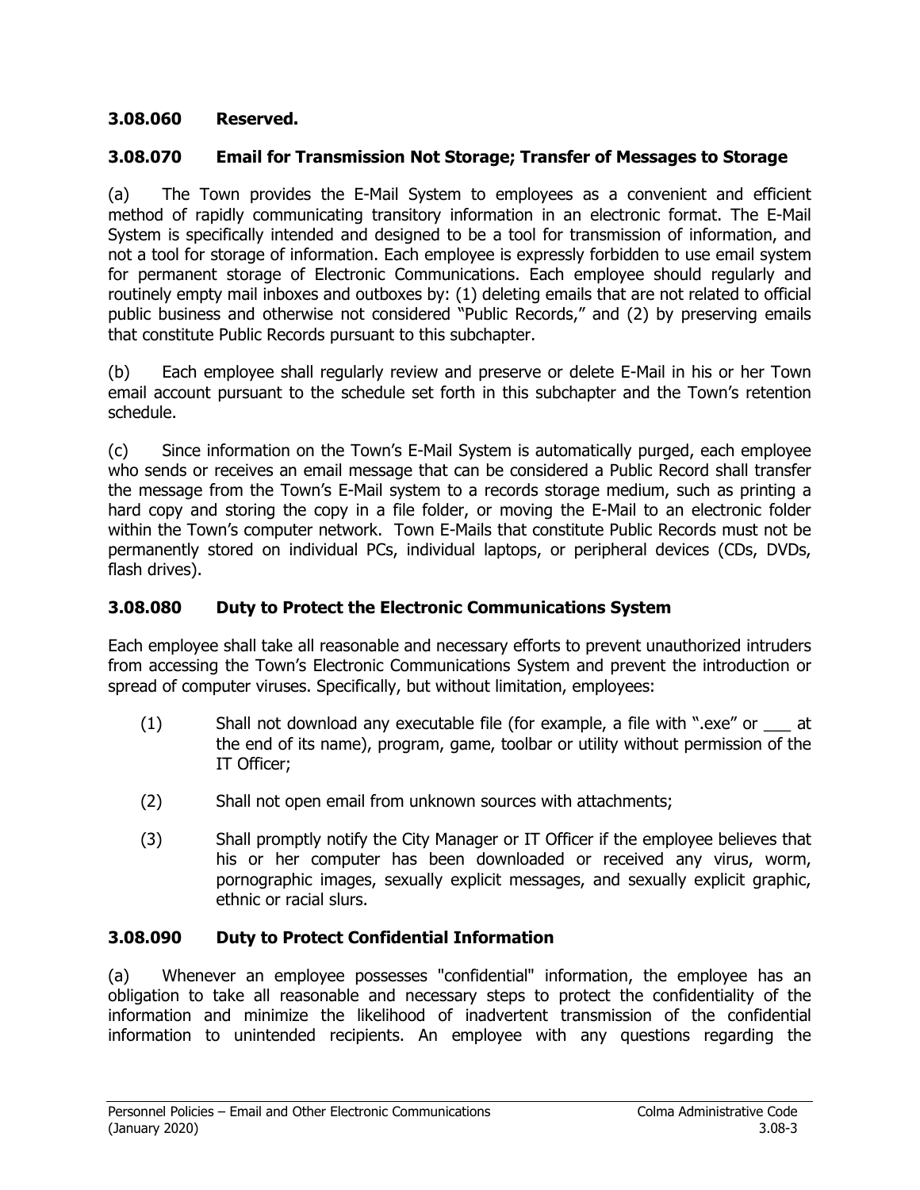### 3.08.060 Reserved.

### 3.08.070 Email for Transmission Not Storage; Transfer of Messages to Storage

(a) The Town provides the E-Mail System to employees as a convenient and efficient method of rapidly communicating transitory information in an electronic format. The E-Mail System is specifically intended and designed to be a tool for transmission of information, and not a tool for storage of information. Each employee is expressly forbidden to use email system for permanent storage of Electronic Communications. Each employee should regularly and routinely empty mail inboxes and outboxes by: (1) deleting emails that are not related to official public business and otherwise not considered "Public Records," and (2) by preserving emails that constitute Public Records pursuant to this subchapter.

(b) Each employee shall regularly review and preserve or delete E-Mail in his or her Town email account pursuant to the schedule set forth in this subchapter and the Town's retention schedule.

(c) Since information on the Town's E-Mail System is automatically purged, each employee who sends or receives an email message that can be considered a Public Record shall transfer the message from the Town's E-Mail system to a records storage medium, such as printing a hard copy and storing the copy in a file folder, or moving the E-Mail to an electronic folder within the Town's computer network. Town E-Mails that constitute Public Records must not be permanently stored on individual PCs, individual laptops, or peripheral devices (CDs, DVDs, flash drives).

### 3.08.080 Duty to Protect the Electronic Communications System

Each employee shall take all reasonable and necessary efforts to prevent unauthorized intruders from accessing the Town's Electronic Communications System and prevent the introduction or spread of computer viruses. Specifically, but without limitation, employees:

(1) Shall not download any executable file (for example, a file with ".exe" or ___ at the end of its name), program, game, toolbar or utility without permission of the IT Officer;

(2) Shall not open email from unknown sources with attachments;

(3) Shall promptly notify the City Manager or IT Officer if the employee believes that his or her computer has been downloaded or received any virus, worm, pornographic images, sexually explicit messages, and sexually explicit graphic, ethnic or racial slurs.

### 3.08.090 Duty to Protect Confidential Information

(a) Whenever an employee possesses "confidential" information, the employee has an obligation to take all reasonable and necessary steps to protect the confidentiality of the information and minimize the likelihood of inadvertent transmission of the confidential information to unintended recipients. An employee with any questions regarding the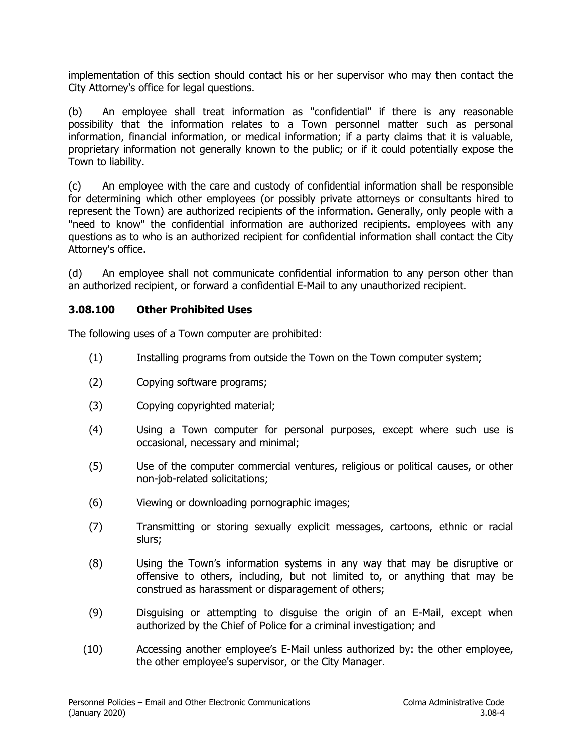implementation of this section should contact his or her supervisor who may then contact the City Attorney's office for legal questions.

(b) An employee shall treat information as "confidential" if there is any reasonable possibility that the information relates to a Town personnel matter such as personal information, financial information, or medical information; if a party claims that it is valuable, proprietary information not generally known to the public; or if it could potentially expose the Town to liability.

(c) An employee with the care and custody of confidential information shall be responsible for determining which other employees (or possibly private attorneys or consultants hired to represent the Town) are authorized recipients of the information. Generally, only people with a "need to know" the confidential information are authorized recipients. employees with any questions as to who is an authorized recipient for confidential information shall contact the City Attorney's office.

(d) An employee shall not communicate confidential information to any person other than an authorized recipient, or forward a confidential E-Mail to any unauthorized recipient.

### 3.08.100 Other Prohibited Uses

The following uses of a Town computer are prohibited:

(1) Installing programs from outside the Town on the Town computer system;

(2) Copying software programs;

(3) Copying copyrighted material;

(4) Using a Town computer for personal purposes, except where such use is occasional, necessary and minimal;

(5) Use of the computer commercial ventures, religious or political causes, or other non-job-related solicitations;

(6) Viewing or downloading pornographic images;

(7) Transmitting or storing sexually explicit messages, cartoons, ethnic or racial slurs;

(8) Using the Town's information systems in any way that may be disruptive or offensive to others, including, but not limited to, or anything that may be construed as harassment or disparagement of others;

(9) Disguising or attempting to disguise the origin of an E-Mail, except when authorized by the Chief of Police for a criminal investigation; and

(10) Accessing another employee's E-Mail unless authorized by: the other employee, the other employee's supervisor, or the City Manager.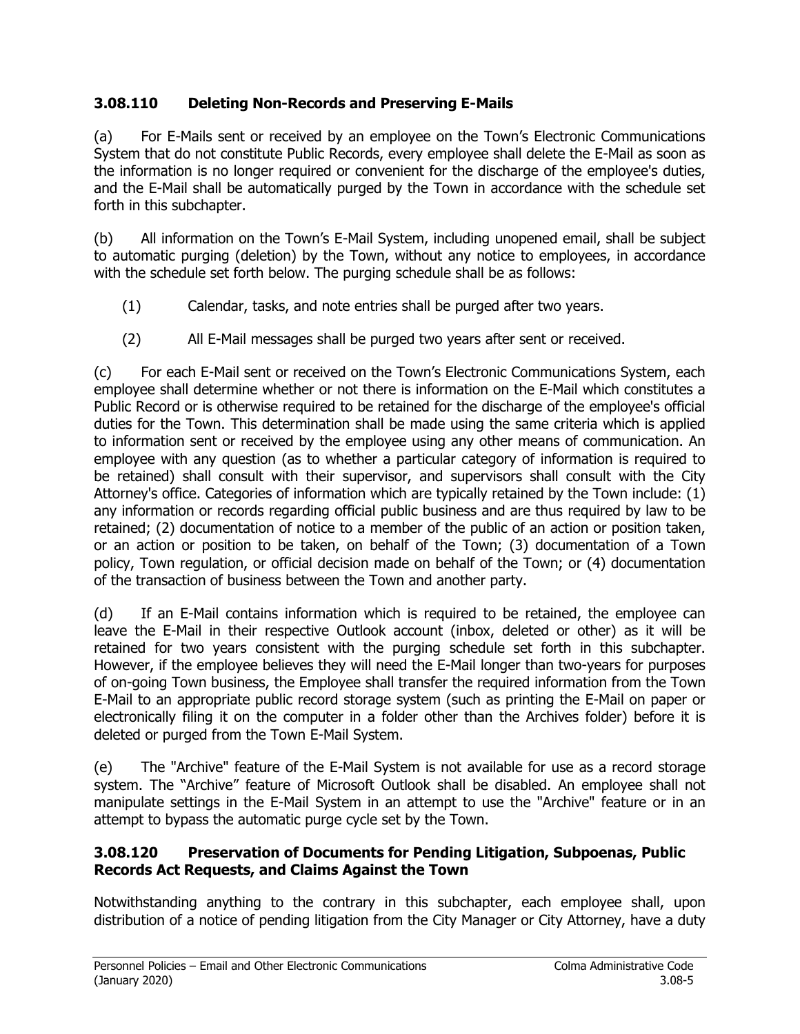### 3.08.110 Deleting Non-Records and Preserving E-Mails

(a) For E-Mails sent or received by an employee on the Town's Electronic Communications System that do not constitute Public Records, every employee shall delete the E-Mail as soon as the information is no longer required or convenient for the discharge of the employee's duties, and the E-Mail shall be automatically purged by the Town in accordance with the schedule set forth in this subchapter.

(b) All information on the Town's E-Mail System, including unopened email, shall be subject to automatic purging (deletion) by the Town, without any notice to employees, in accordance with the schedule set forth below. The purging schedule shall be as follows:

(1) Calendar, tasks, and note entries shall be purged after two years.

(2) All E-Mail messages shall be purged two years after sent or received.

(c) For each E-Mail sent or received on the Town's Electronic Communications System, each employee shall determine whether or not there is information on the E-Mail which constitutes a Public Record or is otherwise required to be retained for the discharge of the employee's official duties for the Town. This determination shall be made using the same criteria which is applied to information sent or received by the employee using any other means of communication. An employee with any question (as to whether a particular category of information is required to be retained) shall consult with their supervisor, and supervisors shall consult with the City Attorney's office. Categories of information which are typically retained by the Town include: (1) any information or records regarding official public business and are thus required by law to be retained; (2) documentation of notice to a member of the public of an action or position taken, or an action or position to be taken, on behalf of the Town; (3) documentation of a Town policy, Town regulation, or official decision made on behalf of the Town; or (4) documentation of the transaction of business between the Town and another party.

(d) If an E-Mail contains information which is required to be retained, the employee can leave the E-Mail in their respective Outlook account (inbox, deleted or other) as it will be retained for two years consistent with the purging schedule set forth in this subchapter. However, if the employee believes they will need the E-Mail longer than two-years for purposes of on-going Town business, the Employee shall transfer the required information from the Town E-Mail to an appropriate public record storage system (such as printing the E-Mail on paper or electronically filing it on the computer in a folder other than the Archives folder) before it is deleted or purged from the Town E-Mail System.

(e) The "Archive" feature of the E-Mail System is not available for use as a record storage system. The "Archive" feature of Microsoft Outlook shall be disabled. An employee shall not manipulate settings in the E-Mail System in an attempt to use the "Archive" feature or in an attempt to bypass the automatic purge cycle set by the Town.

### 3.08.120 Preservation of Documents for Pending Litigation, Subpoenas, Public Records Act Requests, and Claims Against the Town

Notwithstanding anything to the contrary in this subchapter, each employee shall, upon distribution of a notice of pending litigation from the City Manager or City Attorney, have a duty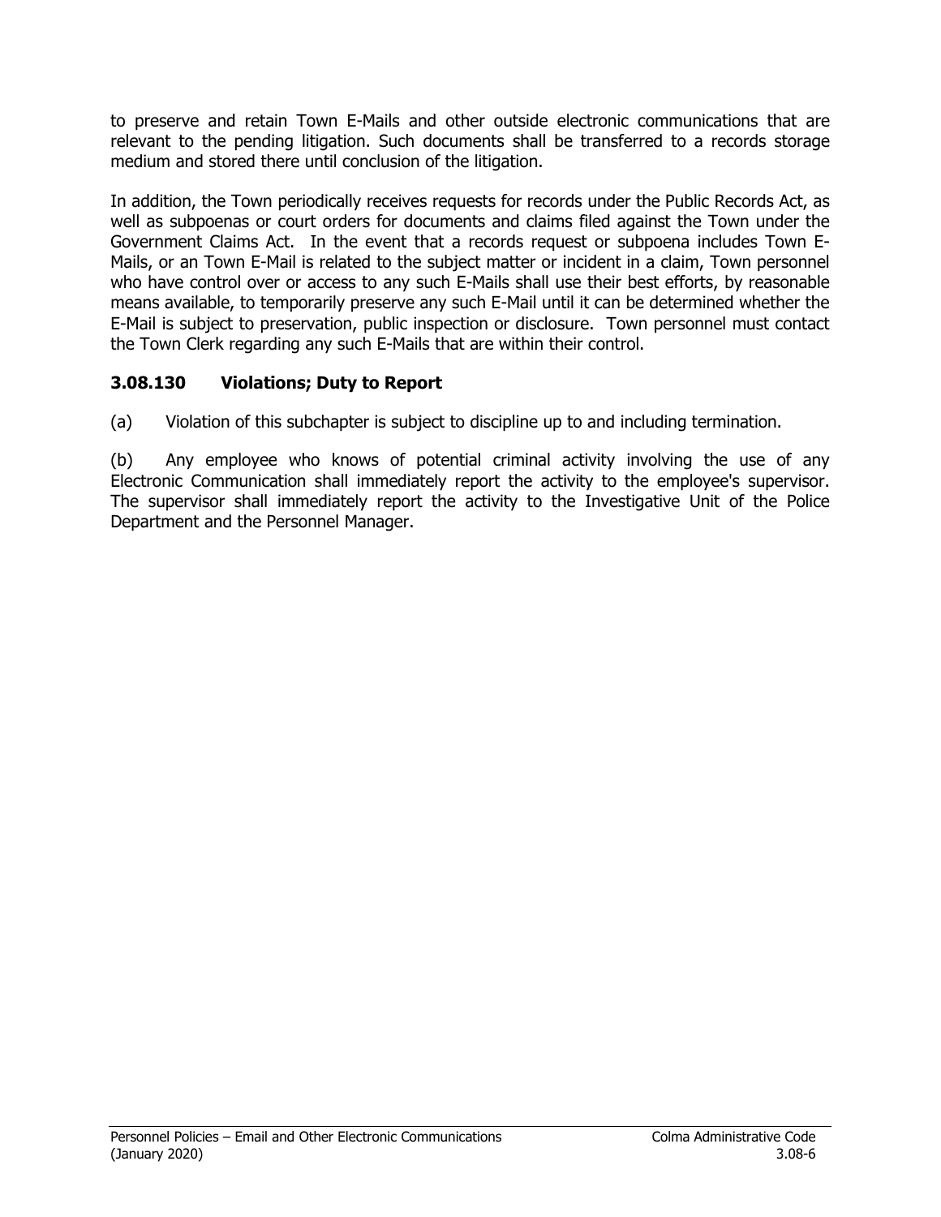to preserve and retain Town E-Mails and other outside electronic communications that are relevant to the pending litigation. Such documents shall be transferred to a records storage medium and stored there until conclusion of the litigation.

In addition, the Town periodically receives requests for records under the Public Records Act, as well as subpoenas or court orders for documents and claims filed against the Town under the Government Claims Act. In the event that a records request or subpoena includes Town E-Mails, or an Town E-Mail is related to the subject matter or incident in a claim, Town personnel who have control over or access to any such E-Mails shall use their best efforts, by reasonable means available, to temporarily preserve any such E-Mail until it can be determined whether the E-Mail is subject to preservation, public inspection or disclosure. Town personnel must contact the Town Clerk regarding any such E-Mails that are within their control.

### 3.08.130 Violations; Duty to Report

(a) Violation of this subchapter is subject to discipline up to and including termination.

(b) Any employee who knows of potential criminal activity involving the use of any Electronic Communication shall immediately report the activity to the employee's supervisor. The supervisor shall immediately report the activity to the Investigative Unit of the Police Department and the Personnel Manager.